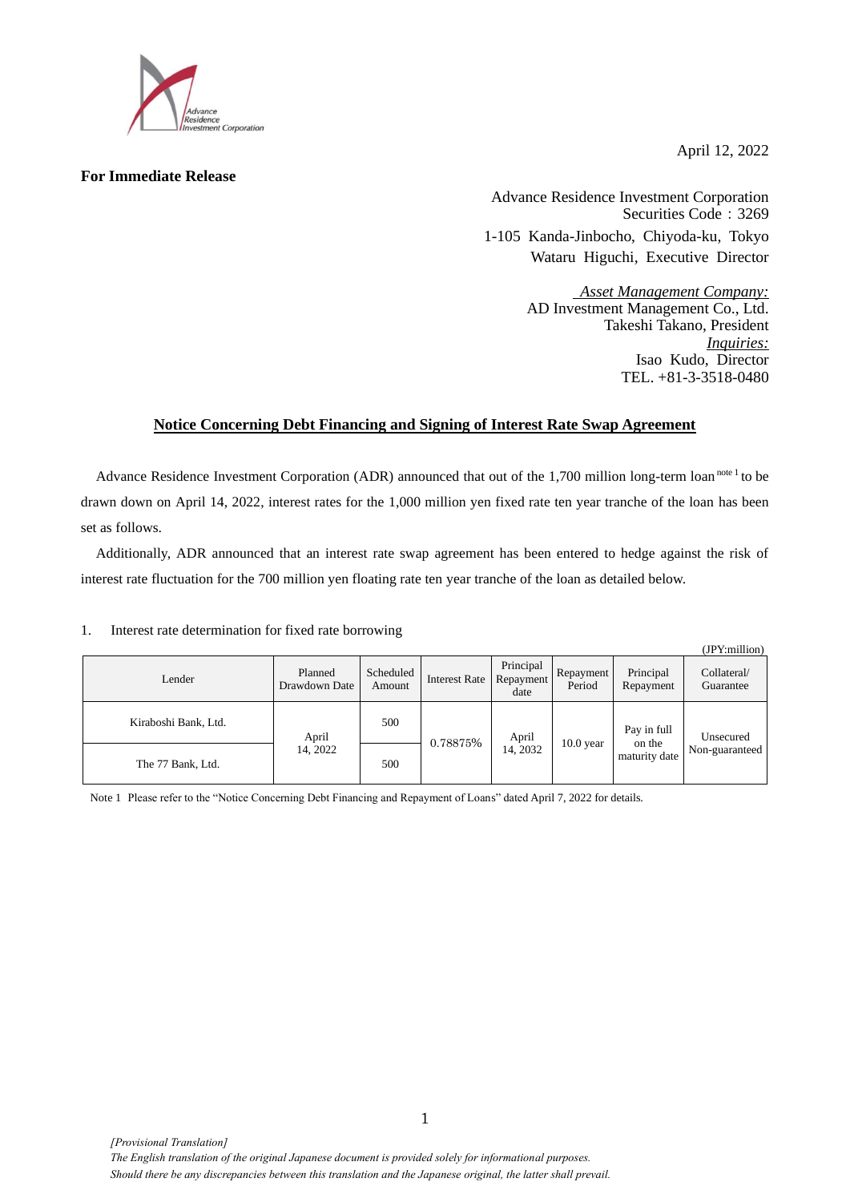April 12, 2022

**For Immediate Release**

Advance Residence Investment Corporation
Securities Code：3269
1-105 Kanda-Jinbocho, Chiyoda-ku, Tokyo
Wataru Higuchi, Executive Director

*Asset Management Company:*
AD Investment Management Co., Ltd.
Takeshi Takano, President
*Inquiries:*
Isao Kudo, Director
TEL. +81-3-3518-0480

## Notice Concerning Debt Financing and Signing of Interest Rate Swap Agreement

Advance Residence Investment Corporation (ADR) announced that out of the 1,700 million long-term loan [note 1] to be drawn down on April 14, 2022, interest rates for the 1,000 million yen fixed rate ten year tranche of the loan has been set as follows.

Additionally, ADR announced that an interest rate swap agreement has been entered to hedge against the risk of interest rate fluctuation for the 700 million yen floating rate ten year tranche of the loan as detailed below.

1. Interest rate determination for fixed rate borrowing

(JPY:million)

| Lender | Planned Drawdown Date | Scheduled Amount | Interest Rate | Principal Repayment date | Repayment Period | Principal Repayment | Collateral/ Guarantee |
|---|---|---|---|---|---|---|---|
| Kiraboshi Bank, Ltd. | April 14, 2022 | 500 | 0.78875% | April 14, 2032 | 10.0 year | Pay in full on the maturity date | Unsecured Non-guaranteed |
| The 77 Bank, Ltd. | | 500 | | | | | |

Note 1 Please refer to the "Notice Concerning Debt Financing and Repayment of Loans" dated April 7, 2022 for details.

*[Provisional Translation]*
*The English translation of the original Japanese document is provided solely for informational purposes.*
*Should there be any discrepancies between this translation and the Japanese original, the latter shall prevail.*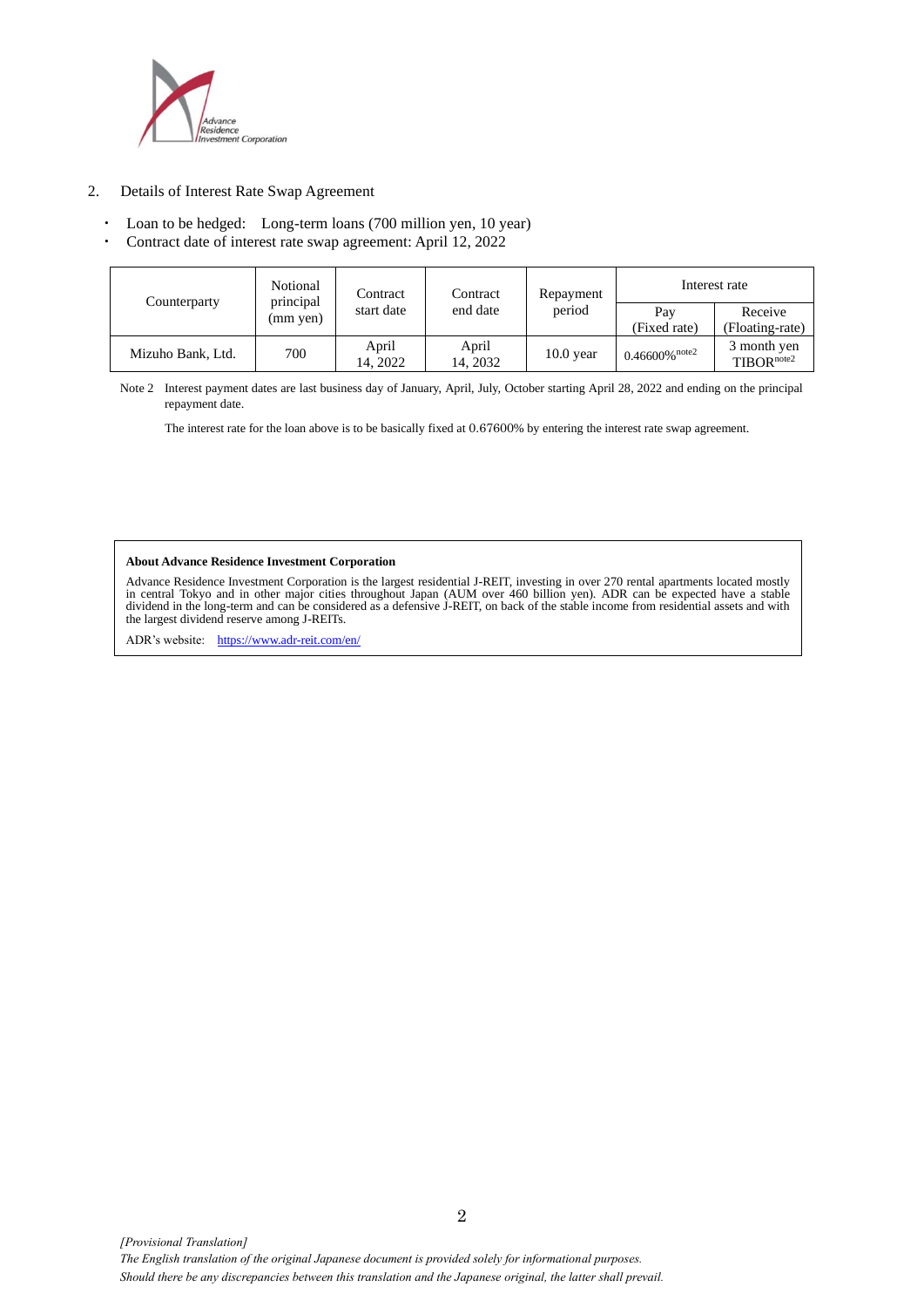2. Details of Interest Rate Swap Agreement

- Loan to be hedged: Long-term loans (700 million yen, 10 year)
- Contract date of interest rate swap agreement: April 12, 2022

| Counterparty | Notional principal (mm yen) | Contract start date | Contract end date | Repayment period | Interest rate | |
|---|---|---|---|---|---|---|
| | | | | | Pay (Fixed rate) | Receive (Floating-rate) |
| Mizuho Bank, Ltd. | 700 | April 14, 2022 | April 14, 2032 | 10.0 year | 0.46600%[note2] | 3 month yen TIBOR[note2] |

Note 2 Interest payment dates are last business day of January, April, July, October starting April 28, 2022 and ending on the principal repayment date.

The interest rate for the loan above is to be basically fixed at 0.67600% by entering the interest rate swap agreement.

**About Advance Residence Investment Corporation**

Advance Residence Investment Corporation is the largest residential J-REIT, investing in over 270 rental apartments located mostly in central Tokyo and in other major cities throughout Japan (AUM over 460 billion yen). ADR can be expected have a stable dividend in the long-term and can be considered as a defensive J-REIT, on back of the stable income from residential assets and with the largest dividend reserve among J-REITs.

ADR's website: https://www.adr-reit.com/en/

*[Provisional Translation]*
*The English translation of the original Japanese document is provided solely for informational purposes.*
*Should there be any discrepancies between this translation and the Japanese original, the latter shall prevail.*